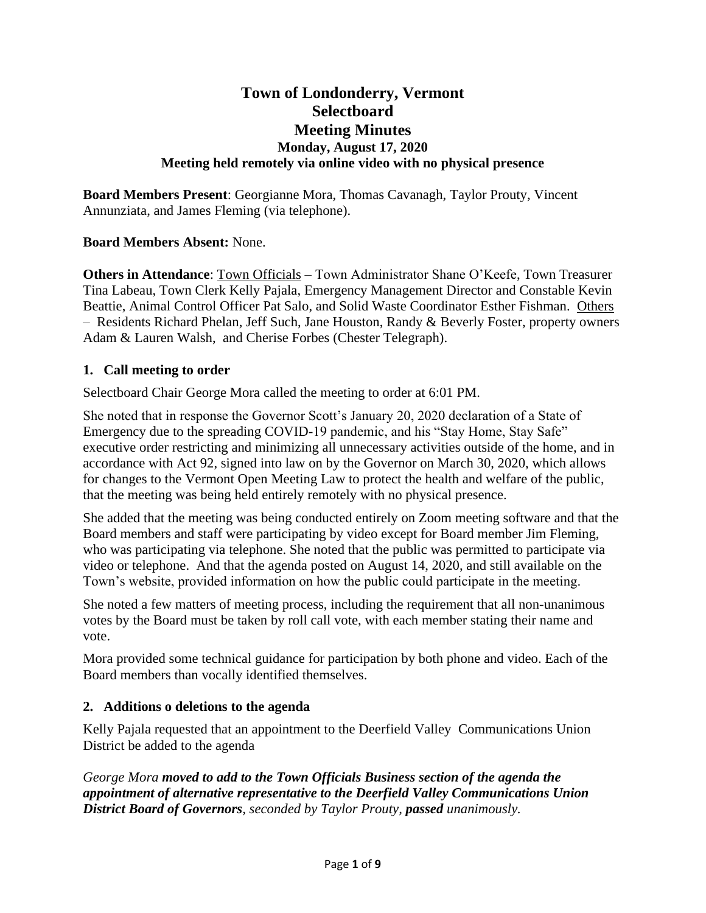# Town of Londonderry, Vermont
# Selectboard
# Meeting Minutes

### Monday, August 17, 2020

### Meeting held remotely via online video with no physical presence

**Board Members Present**: Georgianne Mora, Thomas Cavanagh, Taylor Prouty, Vincent Annunziata, and James Fleming (via telephone).

**Board Members Absent:** None.

**Others in Attendance**: Town Officials – Town Administrator Shane O'Keefe, Town Treasurer Tina Labeau, Town Clerk Kelly Pajala, Emergency Management Director and Constable Kevin Beattie, Animal Control Officer Pat Salo, and Solid Waste Coordinator Esther Fishman. Others – Residents Richard Phelan, Jeff Such, Jane Houston, Randy & Beverly Foster, property owners Adam & Lauren Walsh, and Cherise Forbes (Chester Telegraph).

## 1. Call meeting to order

Selectboard Chair George Mora called the meeting to order at 6:01 PM.

She noted that in response the Governor Scott's January 20, 2020 declaration of a State of Emergency due to the spreading COVID-19 pandemic, and his "Stay Home, Stay Safe" executive order restricting and minimizing all unnecessary activities outside of the home, and in accordance with Act 92, signed into law on by the Governor on March 30, 2020, which allows for changes to the Vermont Open Meeting Law to protect the health and welfare of the public, that the meeting was being held entirely remotely with no physical presence.

She added that the meeting was being conducted entirely on Zoom meeting software and that the Board members and staff were participating by video except for Board member Jim Fleming, who was participating via telephone. She noted that the public was permitted to participate via video or telephone. And that the agenda posted on August 14, 2020, and still available on the Town's website, provided information on how the public could participate in the meeting.

She noted a few matters of meeting process, including the requirement that all non-unanimous votes by the Board must be taken by roll call vote, with each member stating their name and vote.

Mora provided some technical guidance for participation by both phone and video. Each of the Board members than vocally identified themselves.

## 2. Additions o deletions to the agenda

Kelly Pajala requested that an appointment to the Deerfield Valley Communications Union District be added to the agenda

*George Mora **moved to add to the Town Officials Business section of the agenda the appointment of alternative representative to the Deerfield Valley Communications Union District Board of Governors**, seconded by Taylor Prouty, **passed** unanimously.*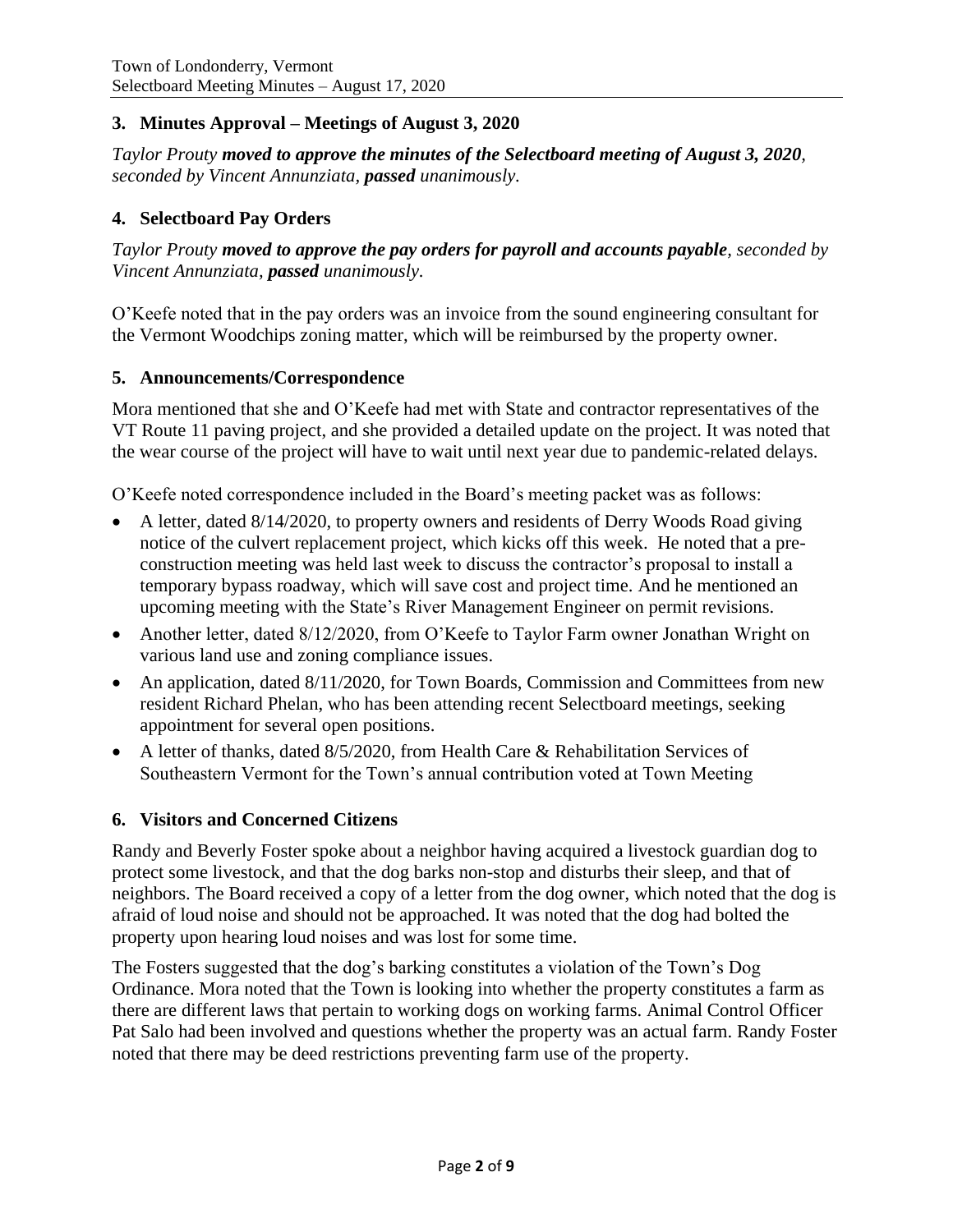## 3. Minutes Approval – Meetings of August 3, 2020

*Taylor Prouty* ***moved to approve the minutes of the Selectboard meeting of August 3, 2020****, seconded by Vincent Annunziata,* ***passed*** *unanimously.*

## 4. Selectboard Pay Orders

*Taylor Prouty* ***moved to approve the pay orders for payroll and accounts payable****, seconded by Vincent Annunziata,* ***passed*** *unanimously.*

O'Keefe noted that in the pay orders was an invoice from the sound engineering consultant for the Vermont Woodchips zoning matter, which will be reimbursed by the property owner.

## 5. Announcements/Correspondence

Mora mentioned that she and O'Keefe had met with State and contractor representatives of the VT Route 11 paving project, and she provided a detailed update on the project. It was noted that the wear course of the project will have to wait until next year due to pandemic-related delays.

O'Keefe noted correspondence included in the Board's meeting packet was as follows:

- A letter, dated 8/14/2020, to property owners and residents of Derry Woods Road giving notice of the culvert replacement project, which kicks off this week. He noted that a pre-construction meeting was held last week to discuss the contractor's proposal to install a temporary bypass roadway, which will save cost and project time. And he mentioned an upcoming meeting with the State's River Management Engineer on permit revisions.
- Another letter, dated 8/12/2020, from O'Keefe to Taylor Farm owner Jonathan Wright on various land use and zoning compliance issues.
- An application, dated 8/11/2020, for Town Boards, Commission and Committees from new resident Richard Phelan, who has been attending recent Selectboard meetings, seeking appointment for several open positions.
- A letter of thanks, dated 8/5/2020, from Health Care & Rehabilitation Services of Southeastern Vermont for the Town's annual contribution voted at Town Meeting

## 6. Visitors and Concerned Citizens

Randy and Beverly Foster spoke about a neighbor having acquired a livestock guardian dog to protect some livestock, and that the dog barks non-stop and disturbs their sleep, and that of neighbors. The Board received a copy of a letter from the dog owner, which noted that the dog is afraid of loud noise and should not be approached. It was noted that the dog had bolted the property upon hearing loud noises and was lost for some time.

The Fosters suggested that the dog's barking constitutes a violation of the Town's Dog Ordinance. Mora noted that the Town is looking into whether the property constitutes a farm as there are different laws that pertain to working dogs on working farms. Animal Control Officer Pat Salo had been involved and questions whether the property was an actual farm. Randy Foster noted that there may be deed restrictions preventing farm use of the property.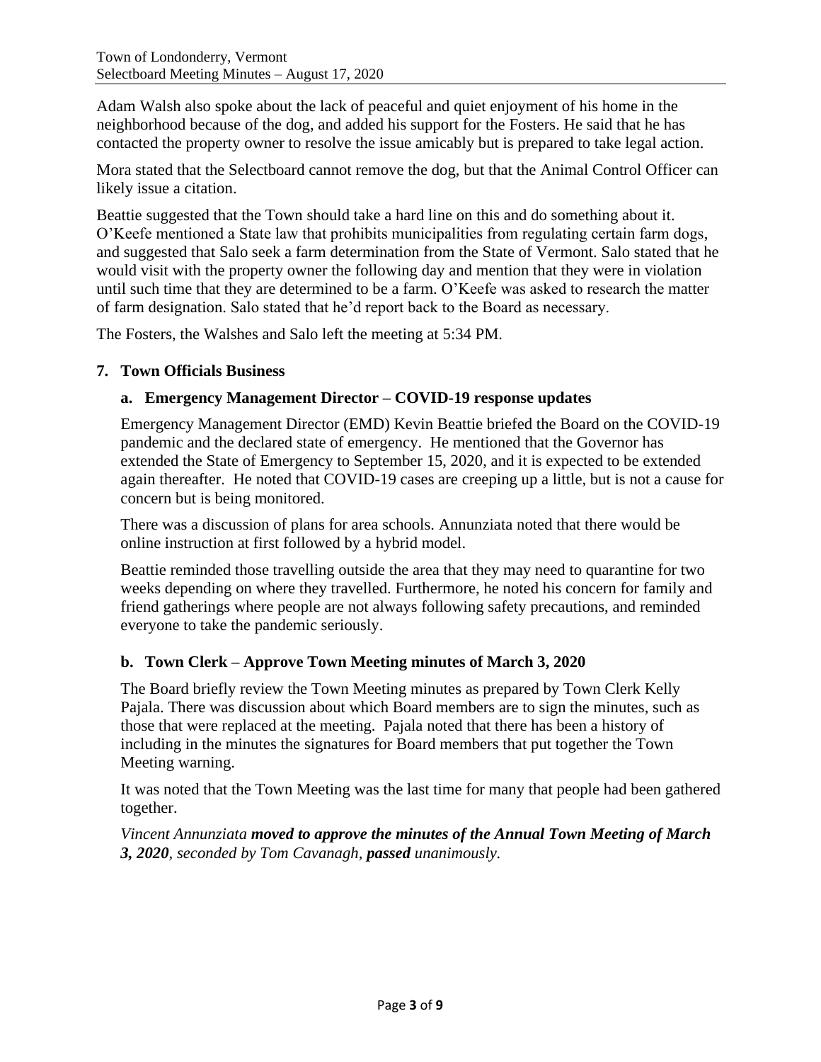Adam Walsh also spoke about the lack of peaceful and quiet enjoyment of his home in the neighborhood because of the dog, and added his support for the Fosters. He said that he has contacted the property owner to resolve the issue amicably but is prepared to take legal action.

Mora stated that the Selectboard cannot remove the dog, but that the Animal Control Officer can likely issue a citation.

Beattie suggested that the Town should take a hard line on this and do something about it. O'Keefe mentioned a State law that prohibits municipalities from regulating certain farm dogs, and suggested that Salo seek a farm determination from the State of Vermont. Salo stated that he would visit with the property owner the following day and mention that they were in violation until such time that they are determined to be a farm. O'Keefe was asked to research the matter of farm designation. Salo stated that he'd report back to the Board as necessary.

The Fosters, the Walshes and Salo left the meeting at 5:34 PM.

## 7. Town Officials Business

### a. Emergency Management Director – COVID-19 response updates

Emergency Management Director (EMD) Kevin Beattie briefed the Board on the COVID-19 pandemic and the declared state of emergency. He mentioned that the Governor has extended the State of Emergency to September 15, 2020, and it is expected to be extended again thereafter. He noted that COVID-19 cases are creeping up a little, but is not a cause for concern but is being monitored.

There was a discussion of plans for area schools. Annunziata noted that there would be online instruction at first followed by a hybrid model.

Beattie reminded those travelling outside the area that they may need to quarantine for two weeks depending on where they travelled. Furthermore, he noted his concern for family and friend gatherings where people are not always following safety precautions, and reminded everyone to take the pandemic seriously.

### b. Town Clerk – Approve Town Meeting minutes of March 3, 2020

The Board briefly review the Town Meeting minutes as prepared by Town Clerk Kelly Pajala. There was discussion about which Board members are to sign the minutes, such as those that were replaced at the meeting. Pajala noted that there has been a history of including in the minutes the signatures for Board members that put together the Town Meeting warning.

It was noted that the Town Meeting was the last time for many that people had been gathered together.

*Vincent Annunziata* ***moved to approve the minutes of the Annual Town Meeting of March 3, 2020****, seconded by Tom Cavanagh,* ***passed*** *unanimously.*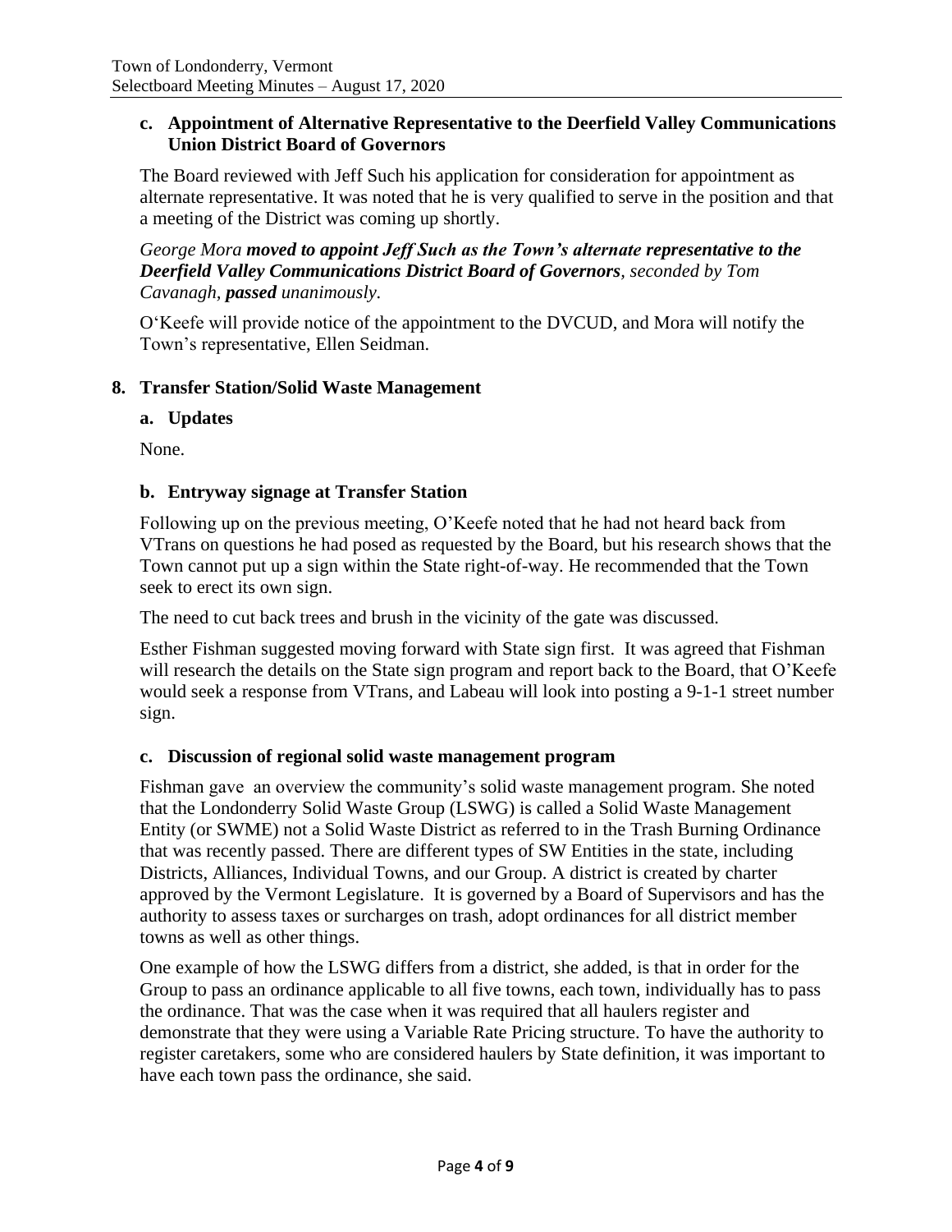**c. Appointment of Alternative Representative to the Deerfield Valley Communications Union District Board of Governors**

The Board reviewed with Jeff Such his application for consideration for appointment as alternate representative. It was noted that he is very qualified to serve in the position and that a meeting of the District was coming up shortly.

*George Mora* ***moved to appoint Jeff Such as the Town's alternate representative to the Deerfield Valley Communications District Board of Governors****, seconded by Tom Cavanagh,* ***passed*** *unanimously.*

O'Keefe will provide notice of the appointment to the DVCUD, and Mora will notify the Town's representative, Ellen Seidman.

## 8. Transfer Station/Solid Waste Management

**a. Updates**

None.

**b. Entryway signage at Transfer Station**

Following up on the previous meeting, O'Keefe noted that he had not heard back from VTrans on questions he had posed as requested by the Board, but his research shows that the Town cannot put up a sign within the State right-of-way. He recommended that the Town seek to erect its own sign.

The need to cut back trees and brush in the vicinity of the gate was discussed.

Esther Fishman suggested moving forward with State sign first. It was agreed that Fishman will research the details on the State sign program and report back to the Board, that O'Keefe would seek a response from VTrans, and Labeau will look into posting a 9-1-1 street number sign.

**c. Discussion of regional solid waste management program**

Fishman gave an overview the community's solid waste management program. She noted that the Londonderry Solid Waste Group (LSWG) is called a Solid Waste Management Entity (or SWME) not a Solid Waste District as referred to in the Trash Burning Ordinance that was recently passed. There are different types of SW Entities in the state, including Districts, Alliances, Individual Towns, and our Group. A district is created by charter approved by the Vermont Legislature. It is governed by a Board of Supervisors and has the authority to assess taxes or surcharges on trash, adopt ordinances for all district member towns as well as other things.

One example of how the LSWG differs from a district, she added, is that in order for the Group to pass an ordinance applicable to all five towns, each town, individually has to pass the ordinance. That was the case when it was required that all haulers register and demonstrate that they were using a Variable Rate Pricing structure. To have the authority to register caretakers, some who are considered haulers by State definition, it was important to have each town pass the ordinance, she said.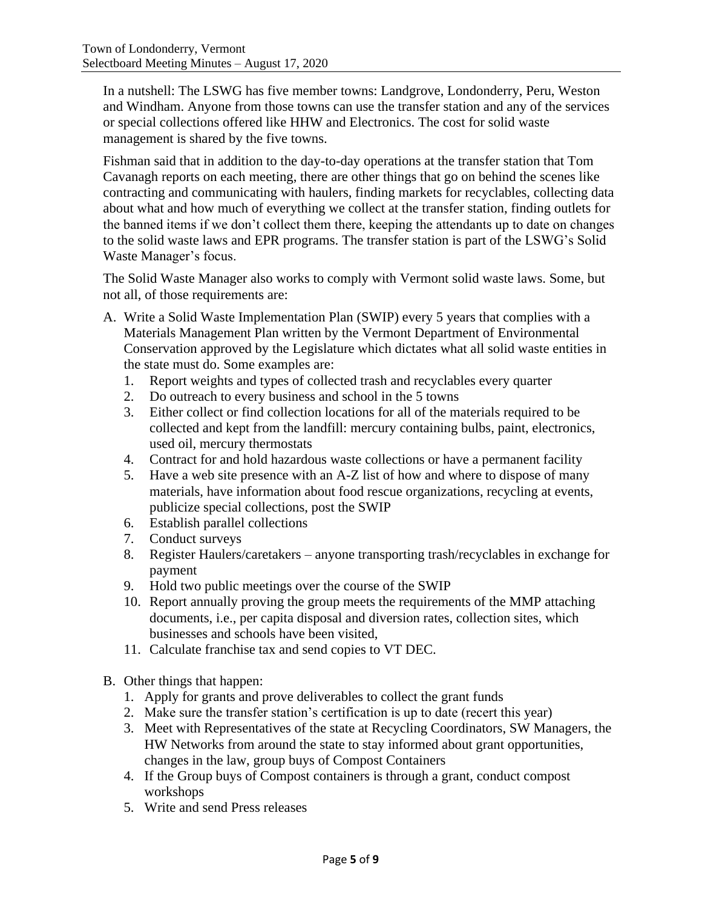In a nutshell: The LSWG has five member towns: Landgrove, Londonderry, Peru, Weston and Windham. Anyone from those towns can use the transfer station and any of the services or special collections offered like HHW and Electronics. The cost for solid waste management is shared by the five towns.

Fishman said that in addition to the day-to-day operations at the transfer station that Tom Cavanagh reports on each meeting, there are other things that go on behind the scenes like contracting and communicating with haulers, finding markets for recyclables, collecting data about what and how much of everything we collect at the transfer station, finding outlets for the banned items if we don't collect them there, keeping the attendants up to date on changes to the solid waste laws and EPR programs. The transfer station is part of the LSWG's Solid Waste Manager's focus.

The Solid Waste Manager also works to comply with Vermont solid waste laws. Some, but not all, of those requirements are:

A. Write a Solid Waste Implementation Plan (SWIP) every 5 years that complies with a Materials Management Plan written by the Vermont Department of Environmental Conservation approved by the Legislature which dictates what all solid waste entities in the state must do. Some examples are:
   1. Report weights and types of collected trash and recyclables every quarter
   2. Do outreach to every business and school in the 5 towns
   3. Either collect or find collection locations for all of the materials required to be collected and kept from the landfill: mercury containing bulbs, paint, electronics, used oil, mercury thermostats
   4. Contract for and hold hazardous waste collections or have a permanent facility
   5. Have a web site presence with an A-Z list of how and where to dispose of many materials, have information about food rescue organizations, recycling at events, publicize special collections, post the SWIP
   6. Establish parallel collections
   7. Conduct surveys
   8. Register Haulers/caretakers – anyone transporting trash/recyclables in exchange for payment
   9. Hold two public meetings over the course of the SWIP
   10. Report annually proving the group meets the requirements of the MMP attaching documents, i.e., per capita disposal and diversion rates, collection sites, which businesses and schools have been visited,
   11. Calculate franchise tax and send copies to VT DEC.

B. Other things that happen:
   1. Apply for grants and prove deliverables to collect the grant funds
   2. Make sure the transfer station's certification is up to date (recert this year)
   3. Meet with Representatives of the state at Recycling Coordinators, SW Managers, the HW Networks from around the state to stay informed about grant opportunities, changes in the law, group buys of Compost Containers
   4. If the Group buys of Compost containers is through a grant, conduct compost workshops
   5. Write and send Press releases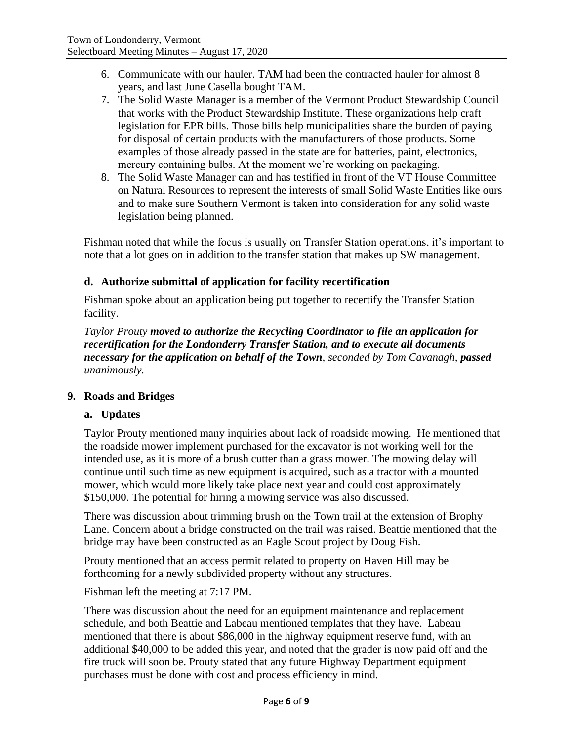6. Communicate with our hauler. TAM had been the contracted hauler for almost 8 years, and last June Casella bought TAM.
7. The Solid Waste Manager is a member of the Vermont Product Stewardship Council that works with the Product Stewardship Institute. These organizations help craft legislation for EPR bills. Those bills help municipalities share the burden of paying for disposal of certain products with the manufacturers of those products. Some examples of those already passed in the state are for batteries, paint, electronics, mercury containing bulbs. At the moment we're working on packaging.
8. The Solid Waste Manager can and has testified in front of the VT House Committee on Natural Resources to represent the interests of small Solid Waste Entities like ours and to make sure Southern Vermont is taken into consideration for any solid waste legislation being planned.

Fishman noted that while the focus is usually on Transfer Station operations, it's important to note that a lot goes on in addition to the transfer station that makes up SW management.

### d. Authorize submittal of application for facility recertification

Fishman spoke about an application being put together to recertify the Transfer Station facility.

*Taylor Prouty* ***moved to authorize the Recycling Coordinator to file an application for recertification for the Londonderry Transfer Station, and to execute all documents necessary for the application on behalf of the Town****, seconded by Tom Cavanagh,* ***passed*** *unanimously.*

## 9. Roads and Bridges

### a. Updates

Taylor Prouty mentioned many inquiries about lack of roadside mowing. He mentioned that the roadside mower implement purchased for the excavator is not working well for the intended use, as it is more of a brush cutter than a grass mower. The mowing delay will continue until such time as new equipment is acquired, such as a tractor with a mounted mower, which would more likely take place next year and could cost approximately $150,000. The potential for hiring a mowing service was also discussed.

There was discussion about trimming brush on the Town trail at the extension of Brophy Lane. Concern about a bridge constructed on the trail was raised. Beattie mentioned that the bridge may have been constructed as an Eagle Scout project by Doug Fish.

Prouty mentioned that an access permit related to property on Haven Hill may be forthcoming for a newly subdivided property without any structures.

Fishman left the meeting at 7:17 PM.

There was discussion about the need for an equipment maintenance and replacement schedule, and both Beattie and Labeau mentioned templates that they have. Labeau mentioned that there is about $86,000 in the highway equipment reserve fund, with an additional $40,000 to be added this year, and noted that the grader is now paid off and the fire truck will soon be. Prouty stated that any future Highway Department equipment purchases must be done with cost and process efficiency in mind.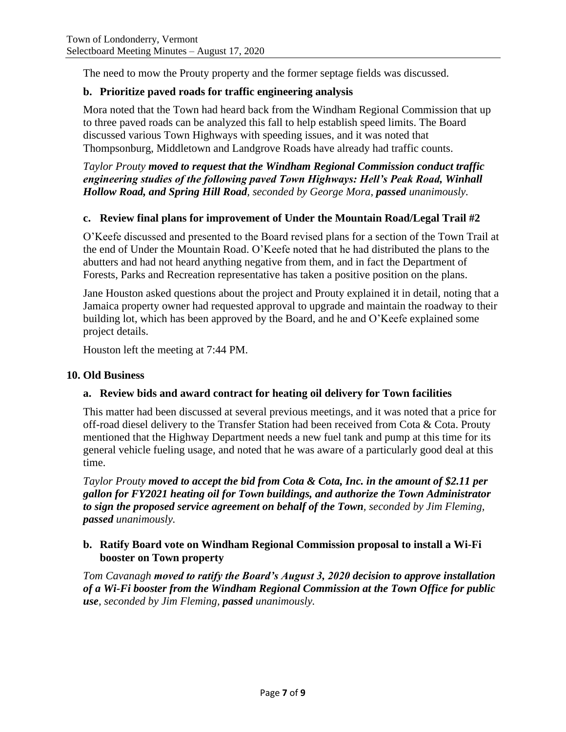The need to mow the Prouty property and the former septage fields was discussed.

### b. Prioritize paved roads for traffic engineering analysis

Mora noted that the Town had heard back from the Windham Regional Commission that up to three paved roads can be analyzed this fall to help establish speed limits. The Board discussed various Town Highways with speeding issues, and it was noted that Thompsonburg, Middletown and Landgrove Roads have already had traffic counts.

*Taylor Prouty* ***moved to request that the Windham Regional Commission conduct traffic engineering studies of the following paved Town Highways: Hell's Peak Road, Winhall Hollow Road, and Spring Hill Road****, seconded by George Mora,* ***passed*** *unanimously.*

### c. Review final plans for improvement of Under the Mountain Road/Legal Trail #2

O'Keefe discussed and presented to the Board revised plans for a section of the Town Trail at the end of Under the Mountain Road. O'Keefe noted that he had distributed the plans to the abutters and had not heard anything negative from them, and in fact the Department of Forests, Parks and Recreation representative has taken a positive position on the plans.

Jane Houston asked questions about the project and Prouty explained it in detail, noting that a Jamaica property owner had requested approval to upgrade and maintain the roadway to their building lot, which has been approved by the Board, and he and O'Keefe explained some project details.

Houston left the meeting at 7:44 PM.

## 10. Old Business

### a. Review bids and award contract for heating oil delivery for Town facilities

This matter had been discussed at several previous meetings, and it was noted that a price for off-road diesel delivery to the Transfer Station had been received from Cota & Cota. Prouty mentioned that the Highway Department needs a new fuel tank and pump at this time for its general vehicle fueling usage, and noted that he was aware of a particularly good deal at this time.

*Taylor Prouty* ***moved to accept the bid from Cota & Cota, Inc. in the amount of $2.11 per gallon for FY2021 heating oil for Town buildings, and authorize the Town Administrator to sign the proposed service agreement on behalf of the Town****, seconded by Jim Fleming,* ***passed*** *unanimously.*

### b. Ratify Board vote on Windham Regional Commission proposal to install a Wi-Fi booster on Town property

*Tom Cavanagh* ***moved to ratify the Board's August 3, 2020 decision to approve installation of a Wi-Fi booster from the Windham Regional Commission at the Town Office for public use****, seconded by Jim Fleming,* ***passed*** *unanimously.*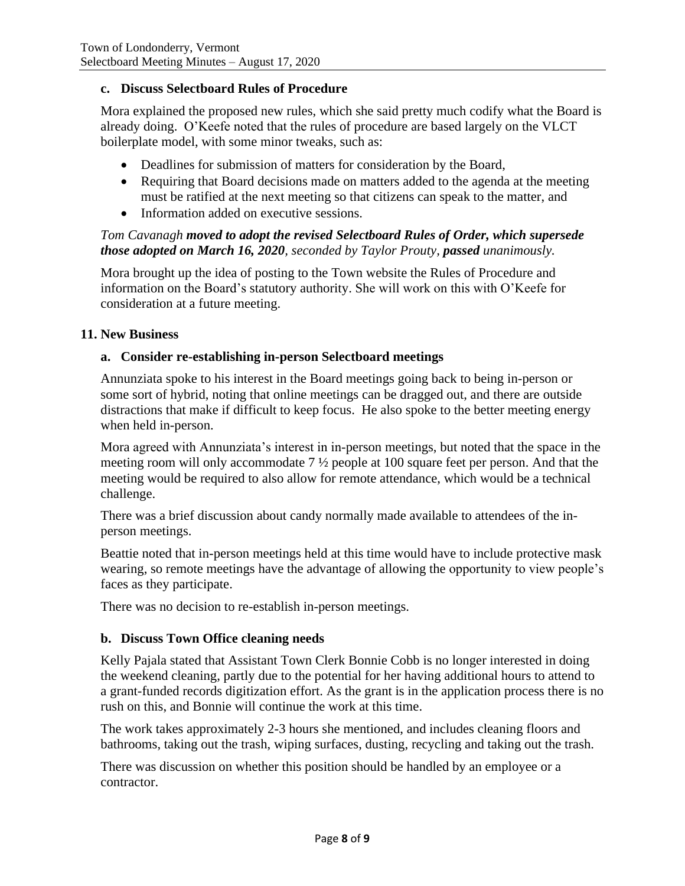### c. Discuss Selectboard Rules of Procedure

Mora explained the proposed new rules, which she said pretty much codify what the Board is already doing. O'Keefe noted that the rules of procedure are based largely on the VLCT boilerplate model, with some minor tweaks, such as:

- Deadlines for submission of matters for consideration by the Board,
- Requiring that Board decisions made on matters added to the agenda at the meeting must be ratified at the next meeting so that citizens can speak to the matter, and
- Information added on executive sessions.

*Tom Cavanagh* ***moved to adopt the revised Selectboard Rules of Order, which supersede those adopted on March 16, 2020****, seconded by Taylor Prouty,* ***passed*** *unanimously.*

Mora brought up the idea of posting to the Town website the Rules of Procedure and information on the Board's statutory authority. She will work on this with O'Keefe for consideration at a future meeting.

## 11. New Business

### a. Consider re-establishing in-person Selectboard meetings

Annunziata spoke to his interest in the Board meetings going back to being in-person or some sort of hybrid, noting that online meetings can be dragged out, and there are outside distractions that make if difficult to keep focus. He also spoke to the better meeting energy when held in-person.

Mora agreed with Annunziata's interest in in-person meetings, but noted that the space in the meeting room will only accommodate 7 ½ people at 100 square feet per person. And that the meeting would be required to also allow for remote attendance, which would be a technical challenge.

There was a brief discussion about candy normally made available to attendees of the in-person meetings.

Beattie noted that in-person meetings held at this time would have to include protective mask wearing, so remote meetings have the advantage of allowing the opportunity to view people's faces as they participate.

There was no decision to re-establish in-person meetings.

### b. Discuss Town Office cleaning needs

Kelly Pajala stated that Assistant Town Clerk Bonnie Cobb is no longer interested in doing the weekend cleaning, partly due to the potential for her having additional hours to attend to a grant-funded records digitization effort. As the grant is in the application process there is no rush on this, and Bonnie will continue the work at this time.

The work takes approximately 2-3 hours she mentioned, and includes cleaning floors and bathrooms, taking out the trash, wiping surfaces, dusting, recycling and taking out the trash.

There was discussion on whether this position should be handled by an employee or a contractor.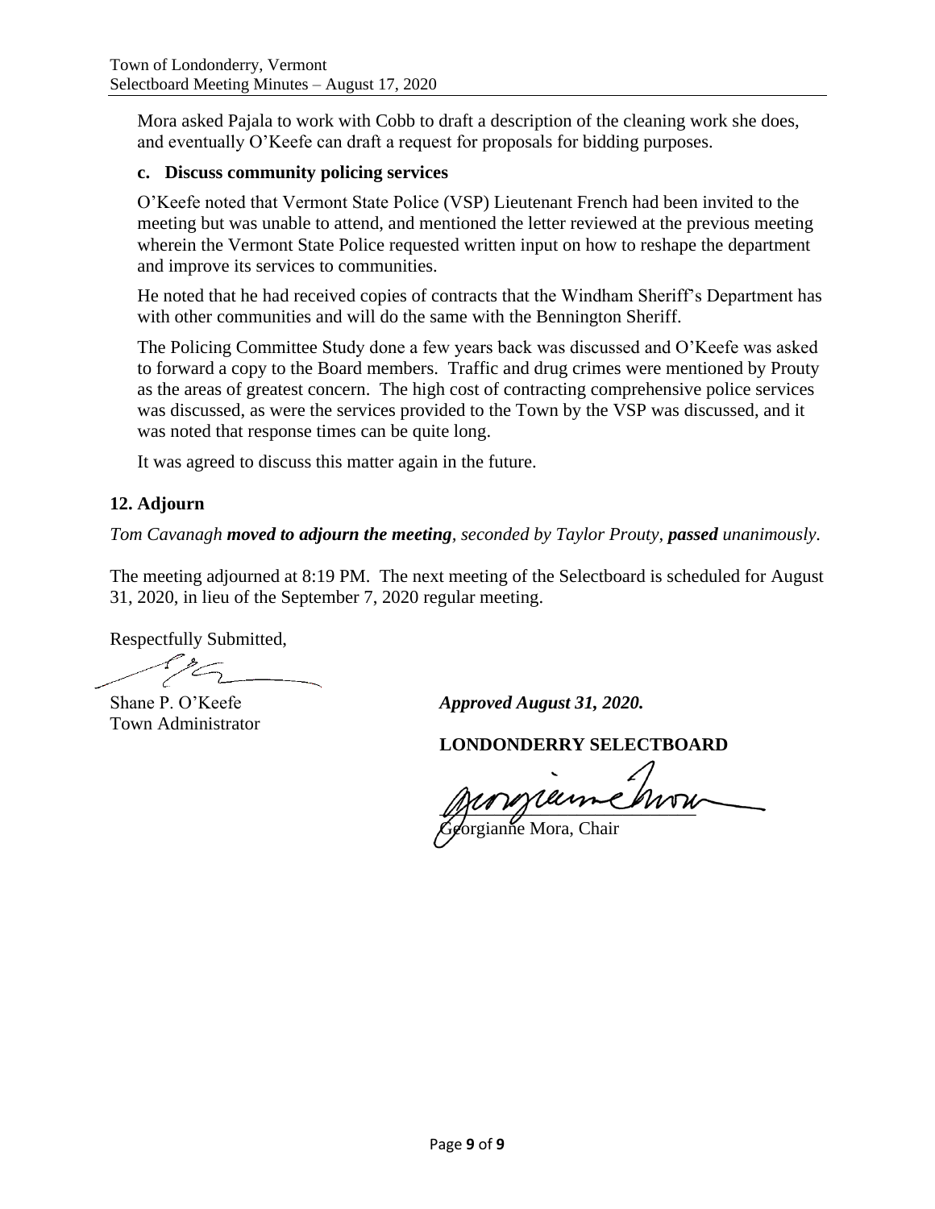Mora asked Pajala to work with Cobb to draft a description of the cleaning work she does, and eventually O'Keefe can draft a request for proposals for bidding purposes.

### c. Discuss community policing services

O'Keefe noted that Vermont State Police (VSP) Lieutenant French had been invited to the meeting but was unable to attend, and mentioned the letter reviewed at the previous meeting wherein the Vermont State Police requested written input on how to reshape the department and improve its services to communities.

He noted that he had received copies of contracts that the Windham Sheriff's Department has with other communities and will do the same with the Bennington Sheriff.

The Policing Committee Study done a few years back was discussed and O'Keefe was asked to forward a copy to the Board members. Traffic and drug crimes were mentioned by Prouty as the areas of greatest concern. The high cost of contracting comprehensive police services was discussed, as were the services provided to the Town by the VSP was discussed, and it was noted that response times can be quite long.

It was agreed to discuss this matter again in the future.

## 12. Adjourn

*Tom Cavanagh* ***moved to adjourn the meeting****, seconded by Taylor Prouty,* ***passed*** *unanimously.*

The meeting adjourned at 8:19 PM. The next meeting of the Selectboard is scheduled for August 31, 2020, in lieu of the September 7, 2020 regular meeting.

Respectfully Submitted,

Shane P. O'Keefe
Town Administrator

***Approved August 31, 2020.***

**LONDONDERRY SELECTBOARD**

Georgianne Mora, Chair